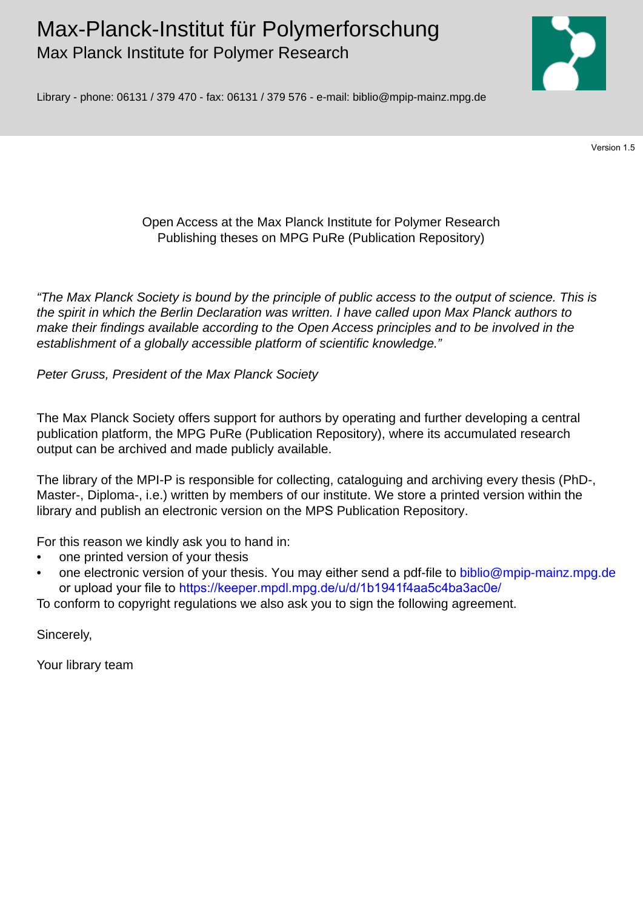# Max-Planck-Institut für Polymerforschung
## Max Planck Institute for Polymer Research

Library - phone: 06131 / 379 470 - fax: 06131 / 379 576 - e-mail: biblio@mpip-mainz.mpg.de

Version 1.5

Open Access at the Max Planck Institute for Polymer Research
Publishing theses on MPG PuRe (Publication Repository)

*"The Max Planck Society is bound by the principle of public access to the output of science. This is the spirit in which the Berlin Declaration was written. I have called upon Max Planck authors to make their findings available according to the Open Access principles and to be involved in the establishment of a globally accessible platform of scientific knowledge."*

*Peter Gruss, President of the Max Planck Society*

The Max Planck Society offers support for authors by operating and further developing a central publication platform, the MPG PuRe (Publication Repository), where its accumulated research output can be archived and made publicly available.

The library of the MPI-P is responsible for collecting, cataloguing and archiving every thesis (PhD-, Master-, Diploma-, i.e.) written by members of our institute. We store a printed version within the library and publish an electronic version on the MPS Publication Repository.

For this reason we kindly ask you to hand in:

- one printed version of your thesis
- one electronic version of your thesis. You may either send a pdf-file to biblio@mpip-mainz.mpg.de or upload your file to https://keeper.mpdl.mpg.de/u/d/1b1941f4aa5c4ba3ac0e/

To conform to copyright regulations we also ask you to sign the following agreement.

Sincerely,

Your library team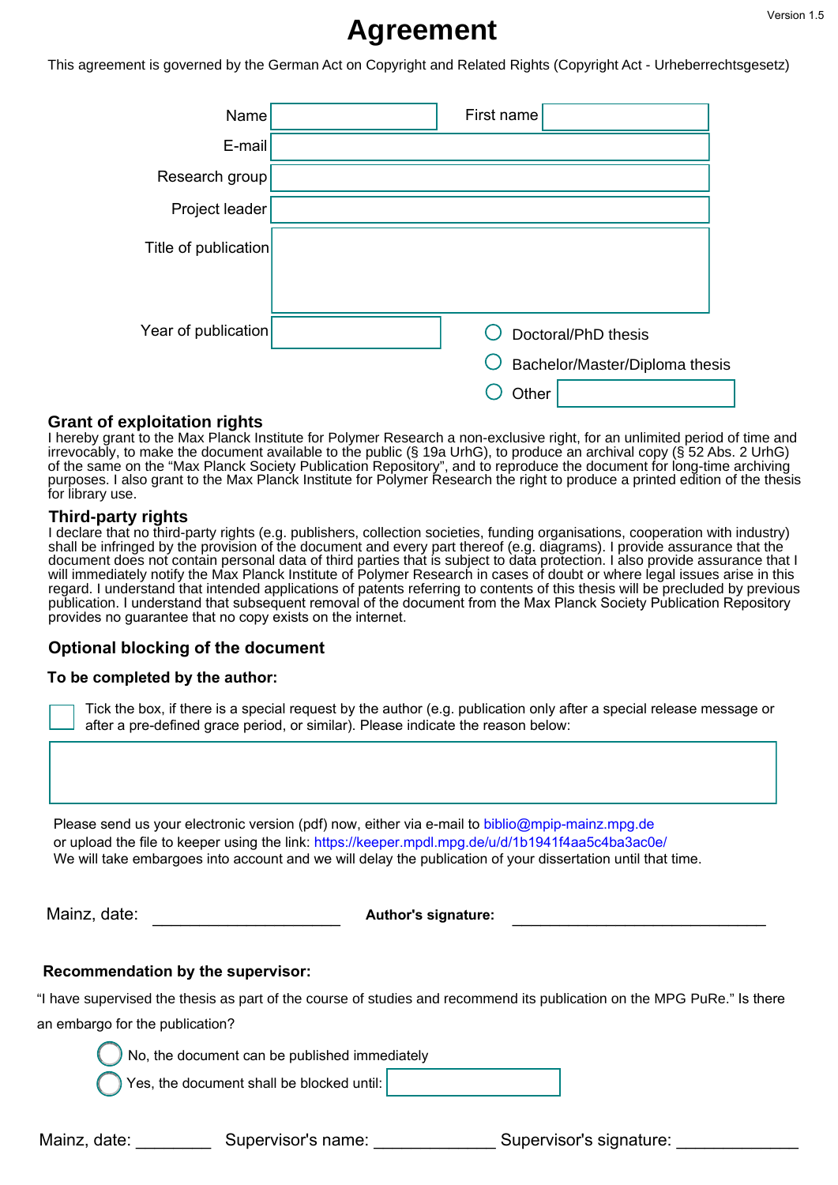Version 1.5

# Agreement

This agreement is governed by the German Act on Copyright and Related Rights (Copyright Act - Urheberrechtsgesetz)

Name ____________ First name ____________

E-mail ____________

Research group ____________

Project leader ____________

Title of publication ____________

Year of publication ____________

- ○ Doctoral/PhD thesis
- ○ Bachelor/Master/Diploma thesis
- ○ Other ____________

## Grant of exploitation rights

I hereby grant to the Max Planck Institute for Polymer Research a non-exclusive right, for an unlimited period of time and irrevocably, to make the document available to the public (§ 19a UrhG), to produce an archival copy (§ 52 Abs. 2 UrhG) of the same on the "Max Planck Society Publication Repository", and to reproduce the document for long-time archiving purposes. I also grant to the Max Planck Institute for Polymer Research the right to produce a printed edition of the thesis for library use.

## Third-party rights

I declare that no third-party rights (e.g. publishers, collection societies, funding organisations, cooperation with industry) shall be infringed by the provision of the document and every part thereof (e.g. diagrams). I provide assurance that the document does not contain personal data of third parties that is subject to data protection. I also provide assurance that I will immediately notify the Max Planck Institute of Polymer Research in cases of doubt or where legal issues arise in this regard. I understand that intended applications of patents referring to contents of this thesis will be precluded by previous publication. I understand that subsequent removal of the document from the Max Planck Society Publication Repository provides no guarantee that no copy exists on the internet.

## Optional blocking of the document

**To be completed by the author:**

☐ Tick the box, if there is a special request by the author (e.g. publication only after a special release message or after a pre-defined grace period, or similar). Please indicate the reason below:

____________

Please send us your electronic version (pdf) now, either via e-mail to biblio@mpip-mainz.mpg.de
or upload the file to keeper using the link: https://keeper.mpdl.mpg.de/u/d/1b1941f4aa5c4ba3ac0e/
We will take embargoes into account and we will delay the publication of your dissertation until that time.

Mainz, date: ____________________ **Author's signature:** ____________________________

**Recommendation by the supervisor:**

"I have supervised the thesis as part of the course of studies and recommend its publication on the MPG PuRe." Is there an embargo for the publication?

- ○ No, the document can be published immediately
- ○ Yes, the document shall be blocked until: ____________

Mainz, date: ________ Supervisor's name: ____________ Supervisor's signature: ____________